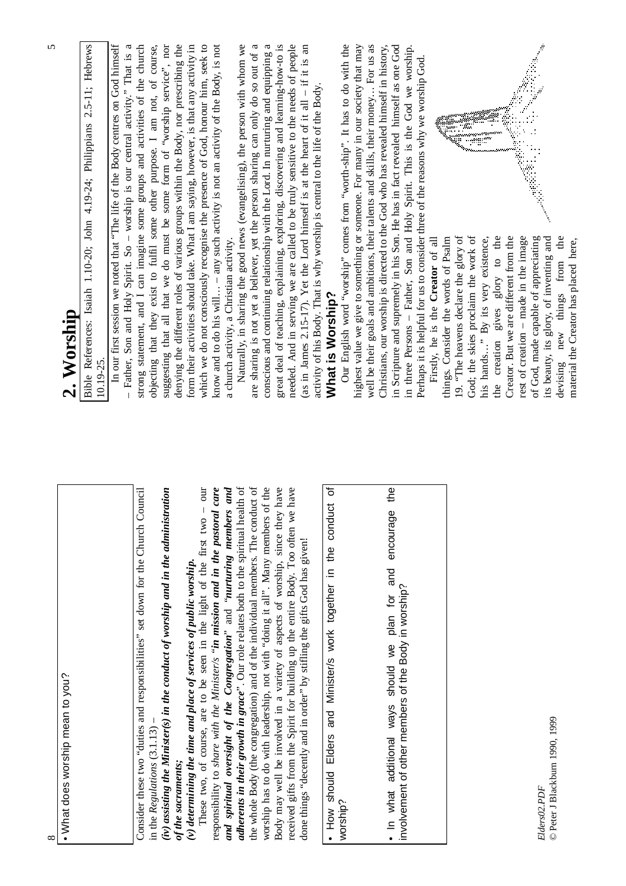• What does worship mean to you?

Consider these two "duties and responsibilities" set down for the Church Council in the *Regulations* (3.1.13) –

***(iv) assisting the Minister(s) in the conduct of worship and in the administration of the sacraments;***

***(v) determining the time and place of services of public worship.***

These two, of course, are to be seen in the light of the first two – our responsibility to *share with the Minister/s* ***"in mission and in the pastoral care and spiritual oversight of the Congregation"*** and ***"nurturing members and adherents in their growth in grace"***. Our role relates both to the spiritual health of the whole Body (the congregation) and of the individual members. The conduct of worship has to do with leadership, not with "doing it all". Many members of the Body may well be involved in a variety of aspects of worship, since they have received gifts from the Spirit for building up the entire Body. Too often we have done things "decently and in order" by stifling the gifts God has given!

• How should Elders and Minister/s work together in the conduct of worship?

• In what additional ways should we plan for and encourage the involvement of other members of the Body in worship?

*Elders02.PDF*
© Peter J Blackburn 1990, 1999

# 2. Worship

Bible References: Isaiah 1.10-20; John 4.19-24; Philippians 2.5-11; Hebrews 10.19-25.

In our first session we noted that "The life of the Body centres on God himself – Father, Son and Holy Spirit. So – worship is our central activity." That is a strong statement, and I can imagine some groups and activities of the church objecting that they exist to fulfil some other purpose. I am not, of course, suggesting that all that we do must be some form of "worship service", nor denying the different roles of various groups within the Body, nor prescribing the form their activities should take. What I am saying, however, is that any activity in which we do not consciously recognise the presence of God, honour him, seek to know and to do his will… – any such activity is not an activity of the Body, is not a church activity, a Christian activity.

Naturally, in sharing the good news (evangelising), the person with whom we are sharing is not yet a believer, yet the person sharing can only do so out of a conscious and continuing relationship with the Lord. In nurturing and equipping a great deal of teaching, explaining, exploring, discovering and learning-how-to is needed. And in serving we are called to be truly sensitive to the needs of people (as in James 2.15-17). Yet the Lord himself is at the heart of it all – if it is an activity of his Body. That is why worship is central to the life of the Body.

## What is Worship?

Our English word "worship" comes from "worth-ship". It has to do with the highest value we give to something or someone. For many in our society that may well be their goals and ambitions, their talents and skills, their money… For us as Christians, our worship is directed to the God who has revealed himself in history, in Scripture and supremely in his Son. He has in fact revealed himself as one God in three Persons – Father, Son and Holy Spirit. This is the God we worship. Perhaps it is helpful for us to consider three of the reasons why we worship God.

Firstly, he is the **Creator** of all things. Consider the words of Psalm 19. "The heavens declare the glory of God; the skies proclaim the work of his hands…" By its very existence, the creation gives glory to the Creator. But we are different from the rest of creation – made in the image of God, made capable of appreciating its beauty, its glory, of inventing and devising new things from the material the Creator has placed here,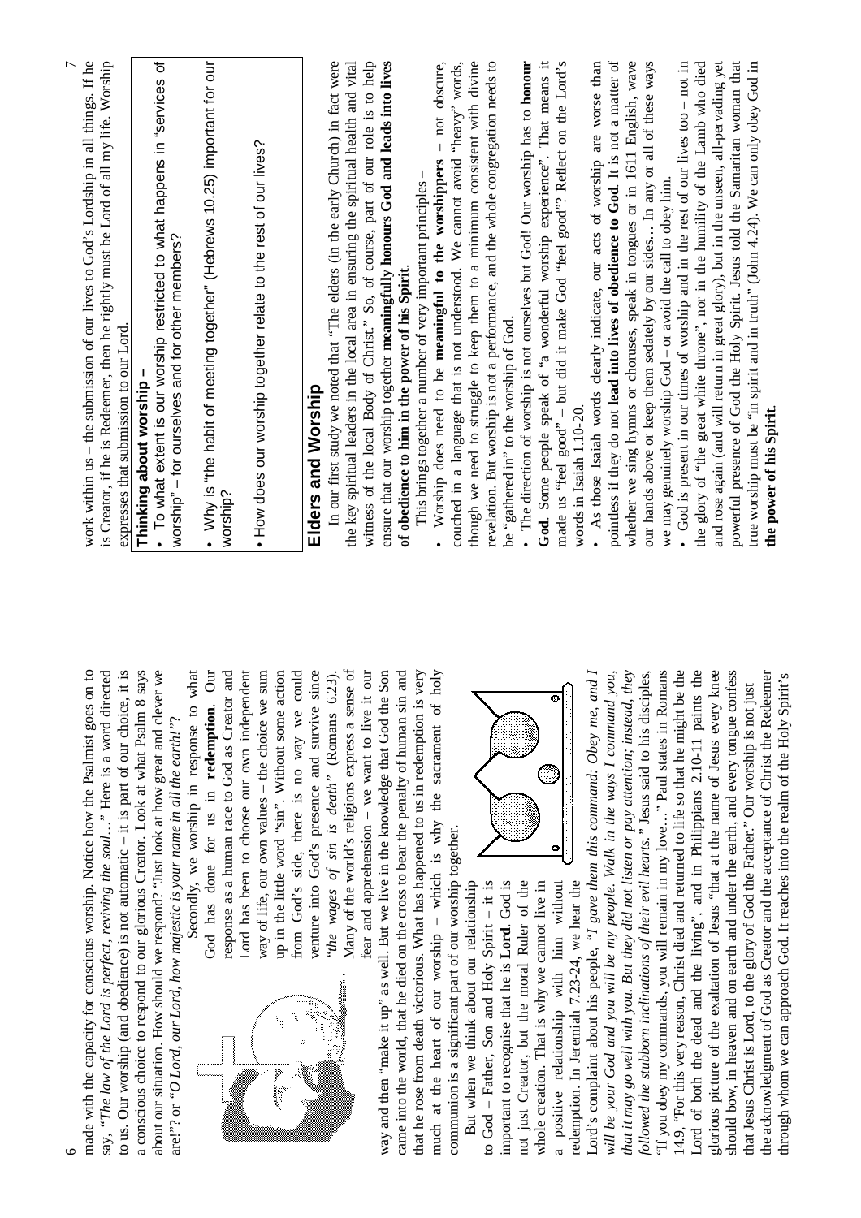made with the capacity for conscious worship. Notice how the Psalmist goes on to say, *"The law of the Lord is perfect, reviving the soul…"* Here is a word directed to us. Our worship (and obedience) is not automatic – it is part of our choice, it is a conscious choice to respond to our glorious Creator. Look at what Psalm 8 says about our situation. How should we respond? "Just look at how great and clever we are!"? or *"O Lord, our Lord, how majestic is your name in all the earth!"*?

Secondly, we worship in response to what God has done for us in **redemption**. Our response as a human race to God as Creator and Lord has been to choose our own independent way of life, our own values – the choice we sum up in the little word "sin". Without some action from God's side, there is no way we could venture into God's presence and survive since *"the wages of sin is death"* (Romans 6.23). Many of the world's religions express a sense of fear and apprehension – we want to live it our way and then "make it up" as well. But we live in the knowledge that God the Son came into the world, that he died on the cross to bear the penalty of human sin and that he rose from death victorious. What has happened to us in redemption is very much at the heart of our worship – which is why the sacrament of holy communion is a significant part of our worship together.

But when we think about our relationship to God – Father, Son and Holy Spirit – it is important to recognise that he is **Lord**. God is not just Creator, but the moral Ruler of the whole creation. That is why we cannot live in a positive relationship with him without redemption. In Jeremiah 7.23-24, we hear the Lord's complaint about his people, *"I gave them this command: Obey me, and I will be your God and you will be my people. Walk in the ways I command you, that it may go well with you. But they did not listen or pay attention; instead, they followed the stubborn inclinations of their evil hearts."* Jesus said to his disciples, "If you obey my commands, you will remain in my love…" Paul states in Romans 14.9, "For this very reason, Christ died and returned to life so that he might be the Lord of both the dead and the living", and in Philippians 2.10-11 paints the glorious picture of the exaltation of Jesus "that at the name of Jesus every knee should bow, in heaven and on earth and under the earth, and every tongue confess that Jesus Christ is Lord, to the glory of God the Father." Our worship is not just the acknowledgment of God as Creator and the acceptance of Christ the Redeemer through whom we can approach God. It reaches into the realm of the Holy Spirit's work within us – the submission of our lives to God's Lordship in all things. If he is Creator, if he is Redeemer, then he rightly must be Lord of all my life. Worship expresses that submission to our Lord.

**Thinking about worship –**

- To what extent is our worship restricted to what happens in "services of worship" – for ourselves and for other members?
- Why is "the habit of meeting together" (Hebrews 10.25) important for our worship?
- How does our worship together relate to the rest of our lives?

## Elders and Worship

In our first study we noted that "The elders (in the early Church) in fact were the key spiritual leaders in the local area in ensuring the spiritual health and vital witness of the local Body of Christ." So, of course, part of our role is to help ensure that our worship together **meaningfully honours God and leads into lives of obedience to him in the power of his Spirit**.

This brings together a number of very important principles –

- Worship does need to be **meaningful to the worshippers** – not obscure, couched in a language that is not understood. We cannot avoid "heavy" words, though we need to struggle to keep them to a minimum consistent with divine revelation. But worship is not a performance, and the whole congregation needs to be "gathered in" to the worship of God.
- The direction of worship is not ourselves but God! Our worship has to **honour God**. Some people speak of "a wonderful worship experience". That means it made us "feel good" – but did it make God "feel good"? Reflect on the Lord's words in Isaiah 1.10-20.
- As those Isaiah words clearly indicate, our acts of worship are worse than pointless if they do not **lead into lives of obedience to God**. It is not a matter of whether we sing hymns or choruses, speak in tongues or in 1611 English, wave our hands above or keep them sedately by our sides… In any or all of these ways we may genuinely worship God – or avoid the call to obey him.
- God is present in our times of worship and in the rest of our lives too – not in the glory of "the great white throne", nor in the humility of the Lamb who died and rose again (and will return in great glory), but in the unseen, all-pervading yet powerful presence of God the Holy Spirit. Jesus told the Samaritan woman that true worship must be "in spirit and in truth" (John 4.24). We can only obey God **in the power of his Spirit**.